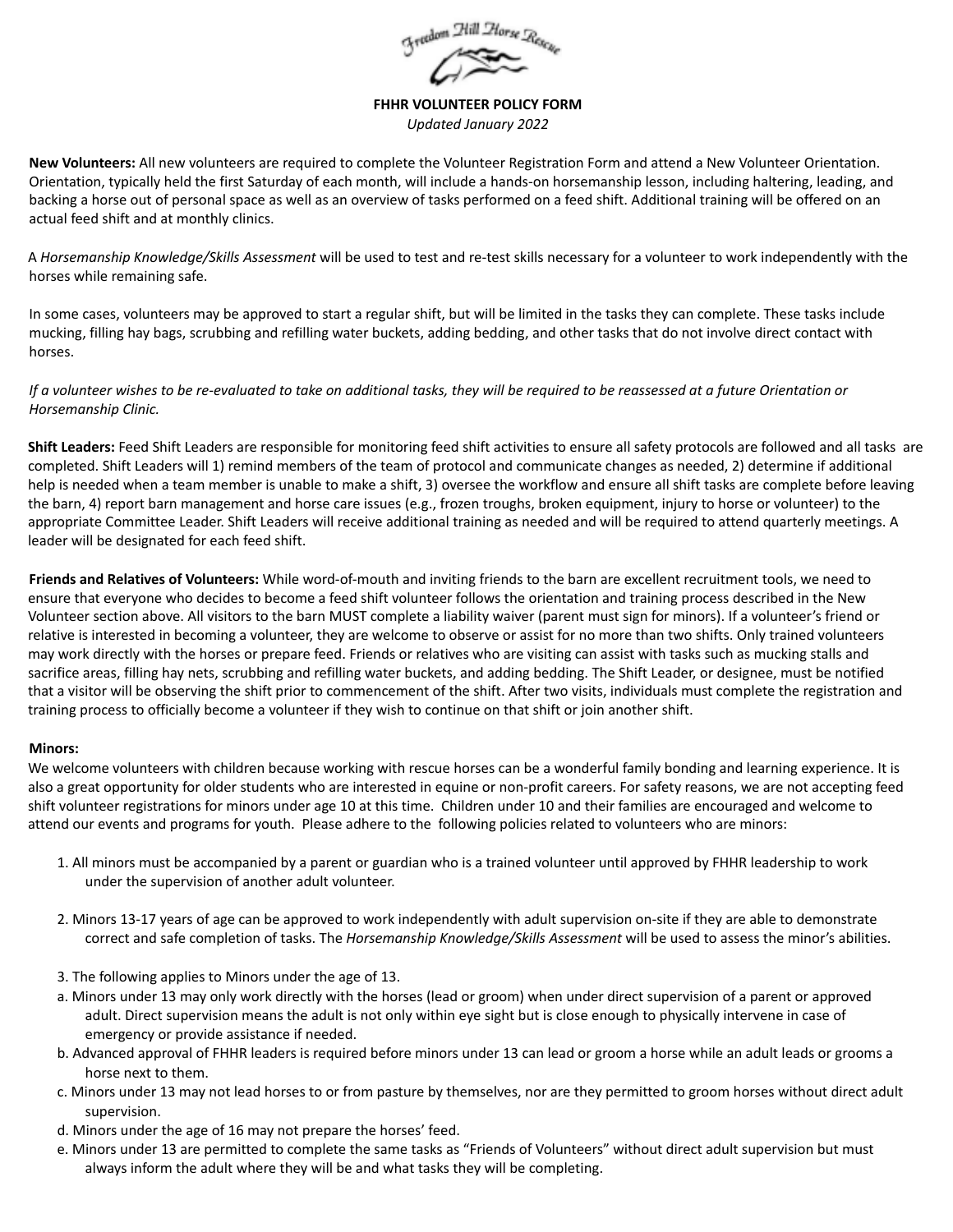# FHHR VOLUNTEER POLICY FORM

*Updated January 2022*

**New Volunteers:** All new volunteers are required to complete the Volunteer Registration Form and attend a New Volunteer Orientation. Orientation, typically held the first Saturday of each month, will include a hands-on horsemanship lesson, including haltering, leading, and backing a horse out of personal space as well as an overview of tasks performed on a feed shift. Additional training will be offered on an actual feed shift and at monthly clinics.

A *Horsemanship Knowledge/Skills Assessment* will be used to test and re-test skills necessary for a volunteer to work independently with the horses while remaining safe.

In some cases, volunteers may be approved to start a regular shift, but will be limited in the tasks they can complete. These tasks include mucking, filling hay bags, scrubbing and refilling water buckets, adding bedding, and other tasks that do not involve direct contact with horses.

*If a volunteer wishes to be re-evaluated to take on additional tasks, they will be required to be reassessed at a future Orientation or Horsemanship Clinic.*

**Shift Leaders:** Feed Shift Leaders are responsible for monitoring feed shift activities to ensure all safety protocols are followed and all tasks are completed. Shift Leaders will 1) remind members of the team of protocol and communicate changes as needed, 2) determine if additional help is needed when a team member is unable to make a shift, 3) oversee the workflow and ensure all shift tasks are complete before leaving the barn, 4) report barn management and horse care issues (e.g., frozen troughs, broken equipment, injury to horse or volunteer) to the appropriate Committee Leader. Shift Leaders will receive additional training as needed and will be required to attend quarterly meetings. A leader will be designated for each feed shift.

**Friends and Relatives of Volunteers:** While word-of-mouth and inviting friends to the barn are excellent recruitment tools, we need to ensure that everyone who decides to become a feed shift volunteer follows the orientation and training process described in the New Volunteer section above. All visitors to the barn MUST complete a liability waiver (parent must sign for minors). If a volunteer's friend or relative is interested in becoming a volunteer, they are welcome to observe or assist for no more than two shifts. Only trained volunteers may work directly with the horses or prepare feed. Friends or relatives who are visiting can assist with tasks such as mucking stalls and sacrifice areas, filling hay nets, scrubbing and refilling water buckets, and adding bedding. The Shift Leader, or designee, must be notified that a visitor will be observing the shift prior to commencement of the shift. After two visits, individuals must complete the registration and training process to officially become a volunteer if they wish to continue on that shift or join another shift.

**Minors:**

We welcome volunteers with children because working with rescue horses can be a wonderful family bonding and learning experience. It is also a great opportunity for older students who are interested in equine or non-profit careers. For safety reasons, we are not accepting feed shift volunteer registrations for minors under age 10 at this time. Children under 10 and their families are encouraged and welcome to attend our events and programs for youth. Please adhere to the following policies related to volunteers who are minors:

1. All minors must be accompanied by a parent or guardian who is a trained volunteer until approved by FHHR leadership to work under the supervision of another adult volunteer.

2. Minors 13-17 years of age can be approved to work independently with adult supervision on-site if they are able to demonstrate correct and safe completion of tasks. The *Horsemanship Knowledge/Skills Assessment* will be used to assess the minor's abilities.

3. The following applies to Minors under the age of 13.
   a. Minors under 13 may only work directly with the horses (lead or groom) when under direct supervision of a parent or approved adult. Direct supervision means the adult is not only within eye sight but is close enough to physically intervene in case of emergency or provide assistance if needed.
   b. Advanced approval of FHHR leaders is required before minors under 13 can lead or groom a horse while an adult leads or grooms a horse next to them.
   c. Minors under 13 may not lead horses to or from pasture by themselves, nor are they permitted to groom horses without direct adult supervision.
   d. Minors under the age of 16 may not prepare the horses' feed.
   e. Minors under 13 are permitted to complete the same tasks as "Friends of Volunteers" without direct adult supervision but must always inform the adult where they will be and what tasks they will be completing.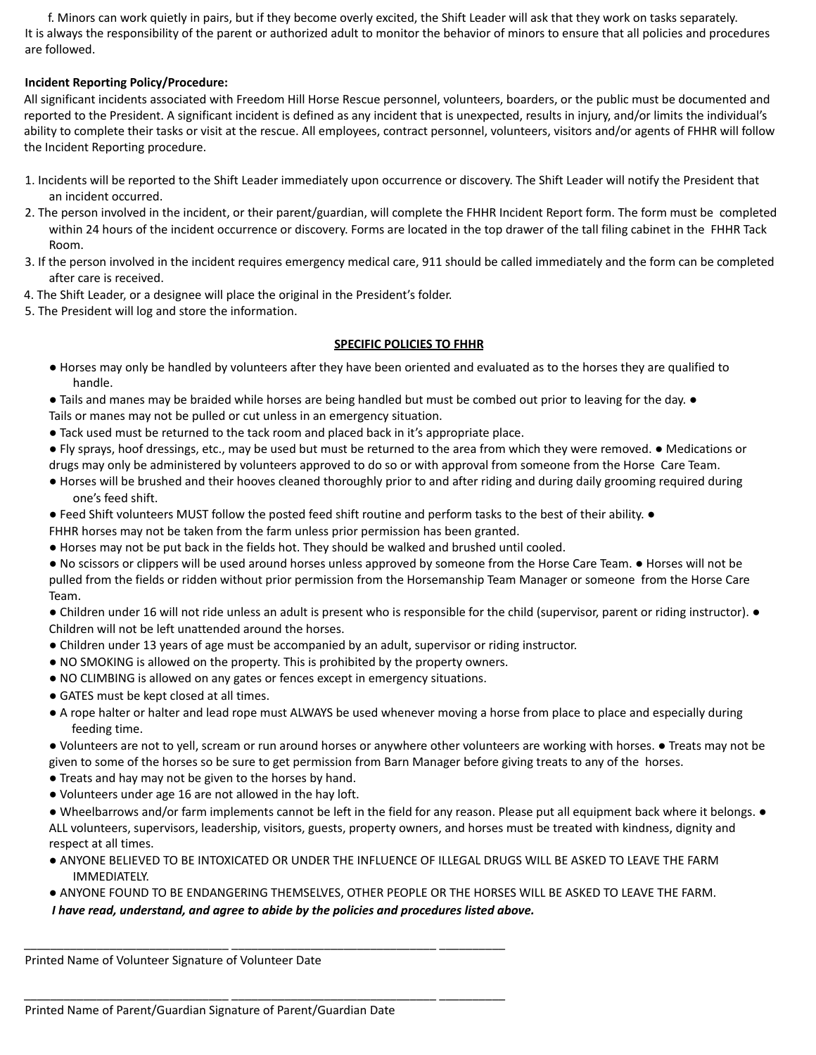f. Minors can work quietly in pairs, but if they become overly excited, the Shift Leader will ask that they work on tasks separately. It is always the responsibility of the parent or authorized adult to monitor the behavior of minors to ensure that all policies and procedures are followed.

**Incident Reporting Policy/Procedure:**

All significant incidents associated with Freedom Hill Horse Rescue personnel, volunteers, boarders, or the public must be documented and reported to the President. A significant incident is defined as any incident that is unexpected, results in injury, and/or limits the individual's ability to complete their tasks or visit at the rescue. All employees, contract personnel, volunteers, visitors and/or agents of FHHR will follow the Incident Reporting procedure.

1. Incidents will be reported to the Shift Leader immediately upon occurrence or discovery. The Shift Leader will notify the President that an incident occurred.
2. The person involved in the incident, or their parent/guardian, will complete the FHHR Incident Report form. The form must be completed within 24 hours of the incident occurrence or discovery. Forms are located in the top drawer of the tall filing cabinet in the FHHR Tack Room.
3. If the person involved in the incident requires emergency medical care, 911 should be called immediately and the form can be completed after care is received.
4. The Shift Leader, or a designee will place the original in the President's folder.
5. The President will log and store the information.

**SPECIFIC POLICIES TO FHHR**

- Horses may only be handled by volunteers after they have been oriented and evaluated as to the horses they are qualified to handle.
- Tails and manes may be braided while horses are being handled but must be combed out prior to leaving for the day.
- Tails or manes may not be pulled or cut unless in an emergency situation.
- Tack used must be returned to the tack room and placed back in it's appropriate place.
- Fly sprays, hoof dressings, etc., may be used but must be returned to the area from which they were removed.
- Medications or drugs may only be administered by volunteers approved to do so or with approval from someone from the Horse Care Team.
- Horses will be brushed and their hooves cleaned thoroughly prior to and after riding and during daily grooming required during one's feed shift.
- Feed Shift volunteers MUST follow the posted feed shift routine and perform tasks to the best of their ability.
- FHHR horses may not be taken from the farm unless prior permission has been granted.
- Horses may not be put back in the fields hot. They should be walked and brushed until cooled.
- No scissors or clippers will be used around horses unless approved by someone from the Horse Care Team.
- Horses will not be pulled from the fields or ridden without prior permission from the Horsemanship Team Manager or someone from the Horse Care Team.
- Children under 16 will not ride unless an adult is present who is responsible for the child (supervisor, parent or riding instructor).
- Children will not be left unattended around the horses.
- Children under 13 years of age must be accompanied by an adult, supervisor or riding instructor.
- NO SMOKING is allowed on the property. This is prohibited by the property owners.
- NO CLIMBING is allowed on any gates or fences except in emergency situations.
- GATES must be kept closed at all times.
- A rope halter or halter and lead rope must ALWAYS be used whenever moving a horse from place to place and especially during feeding time.
- Volunteers are not to yell, scream or run around horses or anywhere other volunteers are working with horses.
- Treats may not be given to some of the horses so be sure to get permission from Barn Manager before giving treats to any of the horses.
- Treats and hay may not be given to the horses by hand.
- Volunteers under age 16 are not allowed in the hay loft.
- Wheelbarrows and/or farm implements cannot be left in the field for any reason. Please put all equipment back where it belongs.
- ALL volunteers, supervisors, leadership, visitors, guests, property owners, and horses must be treated with kindness, dignity and respect at all times.
- ANYONE BELIEVED TO BE INTOXICATED OR UNDER THE INFLUENCE OF ILLEGAL DRUGS WILL BE ASKED TO LEAVE THE FARM IMMEDIATELY.
- ANYONE FOUND TO BE ENDANGERING THEMSELVES, OTHER PEOPLE OR THE HORSES WILL BE ASKED TO LEAVE THE FARM.

***I have read, understand, and agree to abide by the policies and procedures listed above.***

\_\_\_\_\_\_\_\_\_\_\_\_\_\_\_\_\_\_\_\_\_\_\_\_\_\_\_\_\_\_\_\_ \_\_\_\_\_\_\_\_\_\_\_\_\_\_\_\_\_\_\_\_\_\_\_\_\_\_\_\_\_\_\_\_ \_\_\_\_\_\_\_\_\_\_

Printed Name of Volunteer Signature of Volunteer Date

\_\_\_\_\_\_\_\_\_\_\_\_\_\_\_\_\_\_\_\_\_\_\_\_\_\_\_\_\_\_\_\_ \_\_\_\_\_\_\_\_\_\_\_\_\_\_\_\_\_\_\_\_\_\_\_\_\_\_\_\_\_\_\_\_ \_\_\_\_\_\_\_\_\_\_

Printed Name of Parent/Guardian Signature of Parent/Guardian Date